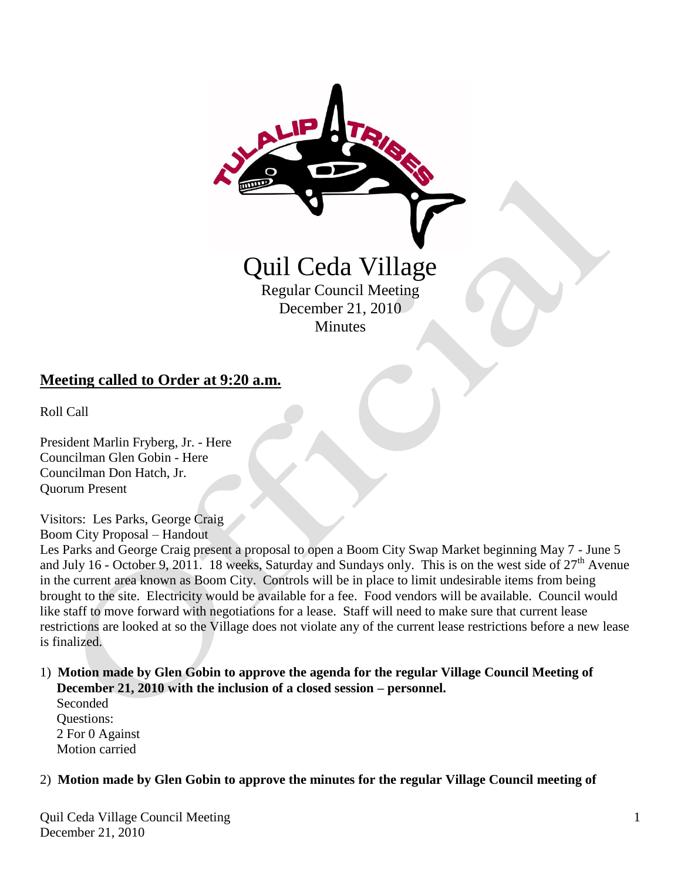# Quil Ceda Village

Regular Council Meeting
December 21, 2010
Minutes

## **Meeting called to Order at 9:20 a.m.**

Roll Call

President Marlin Fryberg, Jr. - Here
Councilman Glen Gobin - Here
Councilman Don Hatch, Jr.
Quorum Present

Visitors: Les Parks, George Craig
Boom City Proposal – Handout
Les Parks and George Craig present a proposal to open a Boom City Swap Market beginning May 7 - June 5 and July 16 - October 9, 2011. 18 weeks, Saturday and Sundays only. This is on the west side of 27th Avenue in the current area known as Boom City. Controls will be in place to limit undesirable items from being brought to the site. Electricity would be available for a fee. Food vendors will be available. Council would like staff to move forward with negotiations for a lease. Staff will need to make sure that current lease restrictions are looked at so the Village does not violate any of the current lease restrictions before a new lease is finalized.

1) **Motion made by Glen Gobin to approve the agenda for the regular Village Council Meeting of December 21, 2010 with the inclusion of a closed session – personnel.**
   Seconded
   Questions:
   2 For 0 Against
   Motion carried

2) **Motion made by Glen Gobin to approve the minutes for the regular Village Council meeting of**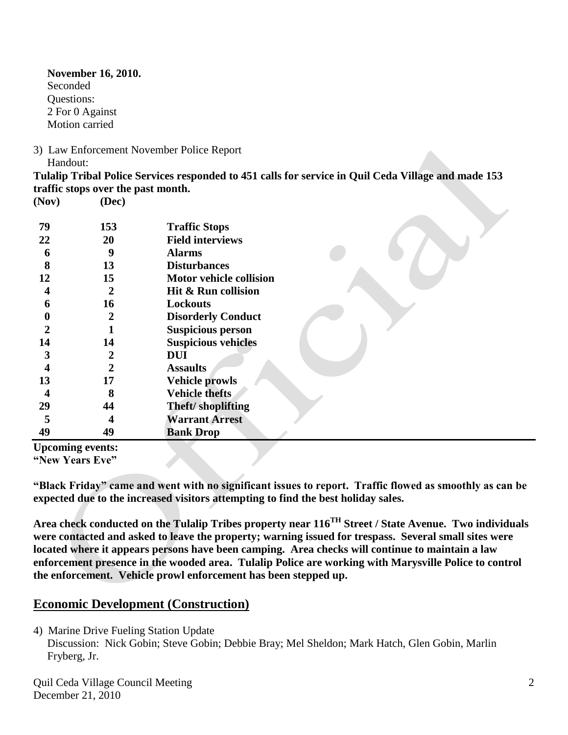**November 16, 2010.**
Seconded
Questions:
2 For 0 Against
Motion carried

3) Law Enforcement November Police Report
Handout:

**Tulalip Tribal Police Services responded to 451 calls for service in Quil Ceda Village and made 153 traffic stops over the past month.**

| (Nov) | (Dec) | |
|---|---|---|
| 79 | 153 | Traffic Stops |
| 22 | 20 | Field interviews |
| 6 | 9 | Alarms |
| 8 | 13 | Disturbances |
| 12 | 15 | Motor vehicle collision |
| 4 | 2 | Hit & Run collision |
| 6 | 16 | Lockouts |
| 0 | 2 | Disorderly Conduct |
| 2 | 1 | Suspicious person |
| 14 | 14 | Suspicious vehicles |
| 3 | 2 | DUI |
| 4 | 2 | Assaults |
| 13 | 17 | Vehicle prowls |
| 4 | 8 | Vehicle thefts |
| 29 | 44 | Theft/ shoplifting |
| 5 | 4 | Warrant Arrest |
| 49 | 49 | Bank Drop |

**Upcoming events:**
**"New Years Eve"**

**"Black Friday" came and went with no significant issues to report. Traffic flowed as smoothly as can be expected due to the increased visitors attempting to find the best holiday sales.**

**Area check conducted on the Tulalip Tribes property near 116TH Street / State Avenue. Two individuals were contacted and asked to leave the property; warning issued for trespass. Several small sites were located where it appears persons have been camping. Area checks will continue to maintain a law enforcement presence in the wooded area. Tulalip Police are working with Marysville Police to control the enforcement. Vehicle prowl enforcement has been stepped up.**

## Economic Development (Construction)

4) Marine Drive Fueling Station Update
Discussion: Nick Gobin; Steve Gobin; Debbie Bray; Mel Sheldon; Mark Hatch, Glen Gobin, Marlin Fryberg, Jr.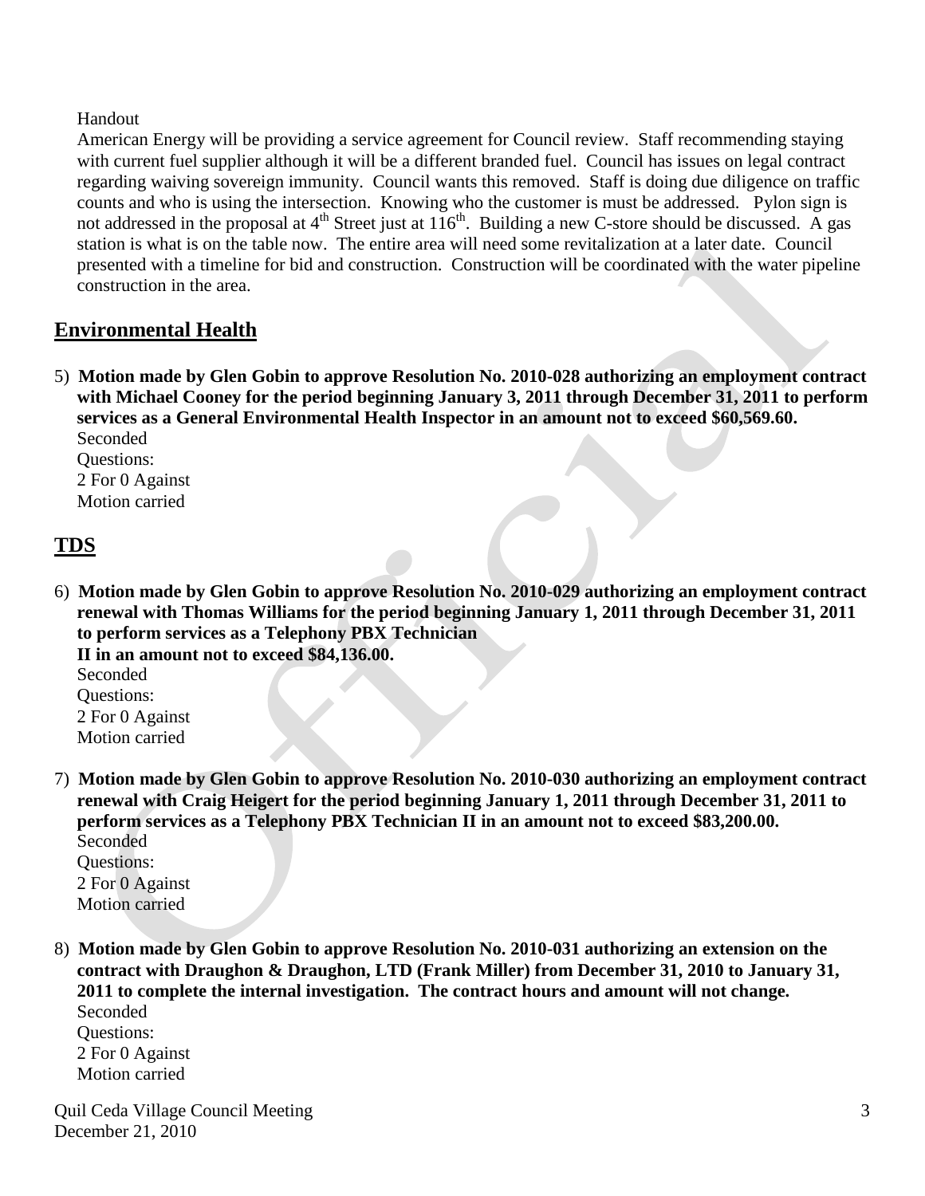Handout

American Energy will be providing a service agreement for Council review. Staff recommending staying with current fuel supplier although it will be a different branded fuel. Council has issues on legal contract regarding waiving sovereign immunity. Council wants this removed. Staff is doing due diligence on traffic counts and who is using the intersection. Knowing who the customer is must be addressed. Pylon sign is not addressed in the proposal at 4th Street just at 116th. Building a new C-store should be discussed. A gas station is what is on the table now. The entire area will need some revitalization at a later date. Council presented with a timeline for bid and construction. Construction will be coordinated with the water pipeline construction in the area.

## Environmental Health

5) **Motion made by Glen Gobin to approve Resolution No. 2010-028 authorizing an employment contract with Michael Cooney for the period beginning January 3, 2011 through December 31, 2011 to perform services as a General Environmental Health Inspector in an amount not to exceed $60,569.60.**
Seconded
Questions:
2 For 0 Against
Motion carried

## TDS

6) **Motion made by Glen Gobin to approve Resolution No. 2010-029 authorizing an employment contract renewal with Thomas Williams for the period beginning January 1, 2011 through December 31, 2011 to perform services as a Telephony PBX Technician II in an amount not to exceed $84,136.00.**
Seconded
Questions:
2 For 0 Against
Motion carried

7) **Motion made by Glen Gobin to approve Resolution No. 2010-030 authorizing an employment contract renewal with Craig Heigert for the period beginning January 1, 2011 through December 31, 2011 to perform services as a Telephony PBX Technician II in an amount not to exceed $83,200.00.**
Seconded
Questions:
2 For 0 Against
Motion carried

8) **Motion made by Glen Gobin to approve Resolution No. 2010-031 authorizing an extension on the contract with Draughon & Draughon, LTD (Frank Miller) from December 31, 2010 to January 31, 2011 to complete the internal investigation. The contract hours and amount will not change.**
Seconded
Questions:
2 For 0 Against
Motion carried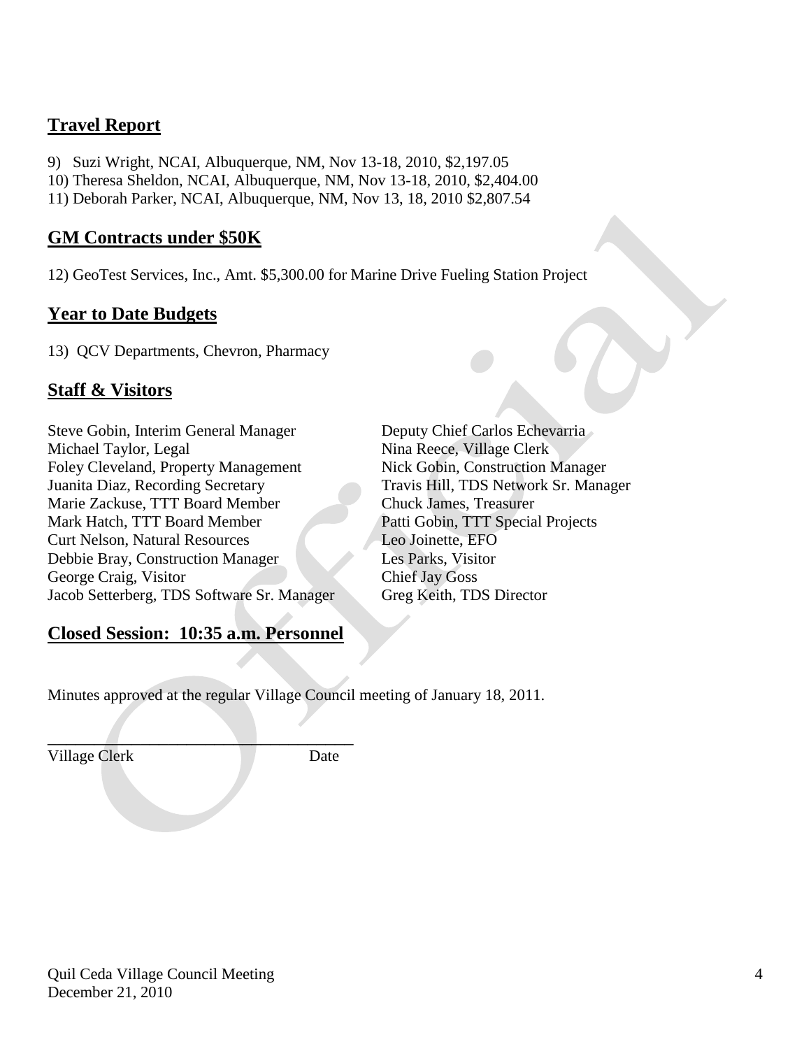## Travel Report

9) Suzi Wright, NCAI, Albuquerque, NM, Nov 13-18, 2010, $2,197.05
10) Theresa Sheldon, NCAI, Albuquerque, NM, Nov 13-18, 2010, $2,404.00
11) Deborah Parker, NCAI, Albuquerque, NM, Nov 13, 18, 2010 $2,807.54

## GM Contracts under $50K

12) GeoTest Services, Inc., Amt. $5,300.00 for Marine Drive Fueling Station Project

## Year to Date Budgets

13) QCV Departments, Chevron, Pharmacy

## Staff & Visitors

Steve Gobin, Interim General Manager
Michael Taylor, Legal
Foley Cleveland, Property Management
Juanita Diaz, Recording Secretary
Marie Zackuse, TTT Board Member
Mark Hatch, TTT Board Member
Curt Nelson, Natural Resources
Debbie Bray, Construction Manager
George Craig, Visitor
Jacob Setterberg, TDS Software Sr. Manager
Deputy Chief Carlos Echevarria
Nina Reece, Village Clerk
Nick Gobin, Construction Manager
Travis Hill, TDS Network Sr. Manager
Chuck James, Treasurer
Patti Gobin, TTT Special Projects
Leo Joinette, EFO
Les Parks, Visitor
Chief Jay Goss
Greg Keith, TDS Director

## Closed Session: 10:35 a.m. Personnel

Minutes approved at the regular Village Council meeting of January 18, 2011.

\_\_\_\_\_\_\_\_\_\_\_\_\_\_\_\_\_\_\_\_\_\_\_\_\_\_\_\_\_\_\_\_\_\_\_\_\_\_\_\_
Village Clerk Date